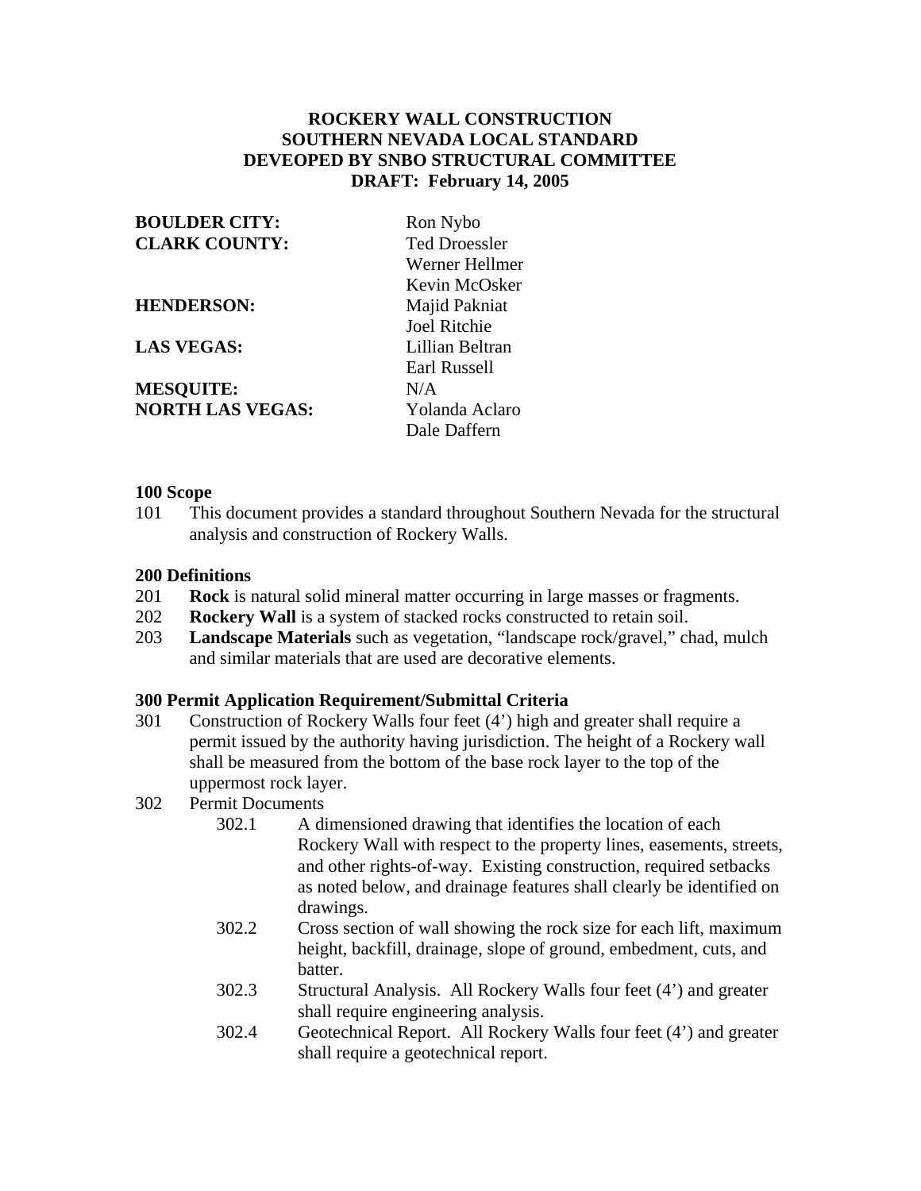# ROCKERY WALL CONSTRUCTION
# SOUTHERN NEVADA LOCAL STANDARD
# DEVEOPED BY SNBO STRUCTURAL COMMITTEE
# DRAFT: February 14, 2005

| | |
|---|---|
| **BOULDER CITY:** | Ron Nybo |
| **CLARK COUNTY:** | Ted Droessler |
| | Werner Hellmer |
| | Kevin McOsker |
| **HENDERSON:** | Majid Pakniat |
| | Joel Ritchie |
| **LAS VEGAS:** | Lillian Beltran |
| | Earl Russell |
| **MESQUITE:** | N/A |
| **NORTH LAS VEGAS:** | Yolanda Aclaro |
| | Dale Daffern |

**100 Scope**

101 This document provides a standard throughout Southern Nevada for the structural analysis and construction of Rockery Walls.

**200 Definitions**

201 **Rock** is natural solid mineral matter occurring in large masses or fragments.

202 **Rockery Wall** is a system of stacked rocks constructed to retain soil.

203 **Landscape Materials** such as vegetation, "landscape rock/gravel," chad, mulch and similar materials that are used are decorative elements.

**300 Permit Application Requirement/Submittal Criteria**

301 Construction of Rockery Walls four feet (4') high and greater shall require a permit issued by the authority having jurisdiction. The height of a Rockery wall shall be measured from the bottom of the base rock layer to the top of the uppermost rock layer.

302 Permit Documents

302.1 A dimensioned drawing that identifies the location of each Rockery Wall with respect to the property lines, easements, streets, and other rights-of-way. Existing construction, required setbacks as noted below, and drainage features shall clearly be identified on drawings.

302.2 Cross section of wall showing the rock size for each lift, maximum height, backfill, drainage, slope of ground, embedment, cuts, and batter.

302.3 Structural Analysis. All Rockery Walls four feet (4') and greater shall require engineering analysis.

302.4 Geotechnical Report. All Rockery Walls four feet (4') and greater shall require a geotechnical report.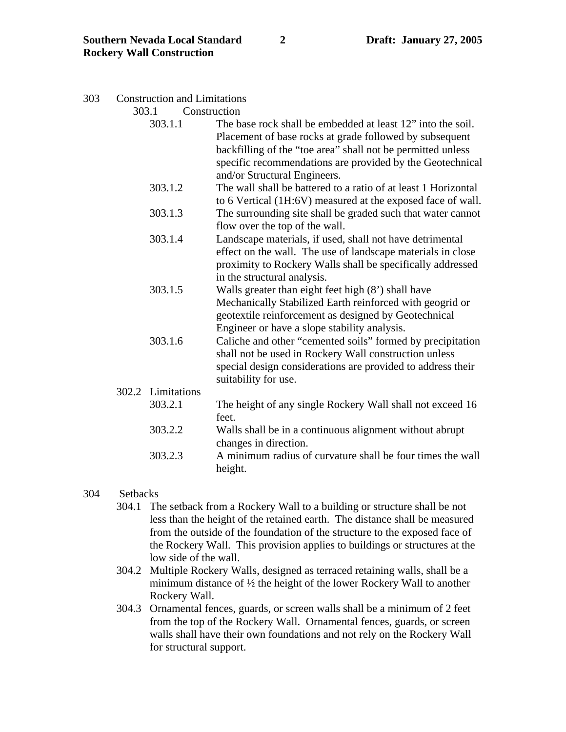303 Construction and Limitations

303.1 Construction

- 303.1.1 The base rock shall be embedded at least 12” into the soil. Placement of base rocks at grade followed by subsequent backfilling of the “toe area” shall not be permitted unless specific recommendations are provided by the Geotechnical and/or Structural Engineers.
- 303.1.2 The wall shall be battered to a ratio of at least 1 Horizontal to 6 Vertical (1H:6V) measured at the exposed face of wall.
- 303.1.3 The surrounding site shall be graded such that water cannot flow over the top of the wall.
- 303.1.4 Landscape materials, if used, shall not have detrimental effect on the wall. The use of landscape materials in close proximity to Rockery Walls shall be specifically addressed in the structural analysis.
- 303.1.5 Walls greater than eight feet high (8’) shall have Mechanically Stabilized Earth reinforced with geogrid or geotextile reinforcement as designed by Geotechnical Engineer or have a slope stability analysis.
- 303.1.6 Caliche and other “cemented soils” formed by precipitation shall not be used in Rockery Wall construction unless special design considerations are provided to address their suitability for use.

302.2 Limitations

- 303.2.1 The height of any single Rockery Wall shall not exceed 16 feet.
- 303.2.2 Walls shall be in a continuous alignment without abrupt changes in direction.
- 303.2.3 A minimum radius of curvature shall be four times the wall height.

304 Setbacks

- 304.1 The setback from a Rockery Wall to a building or structure shall be not less than the height of the retained earth. The distance shall be measured from the outside of the foundation of the structure to the exposed face of the Rockery Wall. This provision applies to buildings or structures at the low side of the wall.
- 304.2 Multiple Rockery Walls, designed as terraced retaining walls, shall be a minimum distance of ½ the height of the lower Rockery Wall to another Rockery Wall.
- 304.3 Ornamental fences, guards, or screen walls shall be a minimum of 2 feet from the top of the Rockery Wall. Ornamental fences, guards, or screen walls shall have their own foundations and not rely on the Rockery Wall for structural support.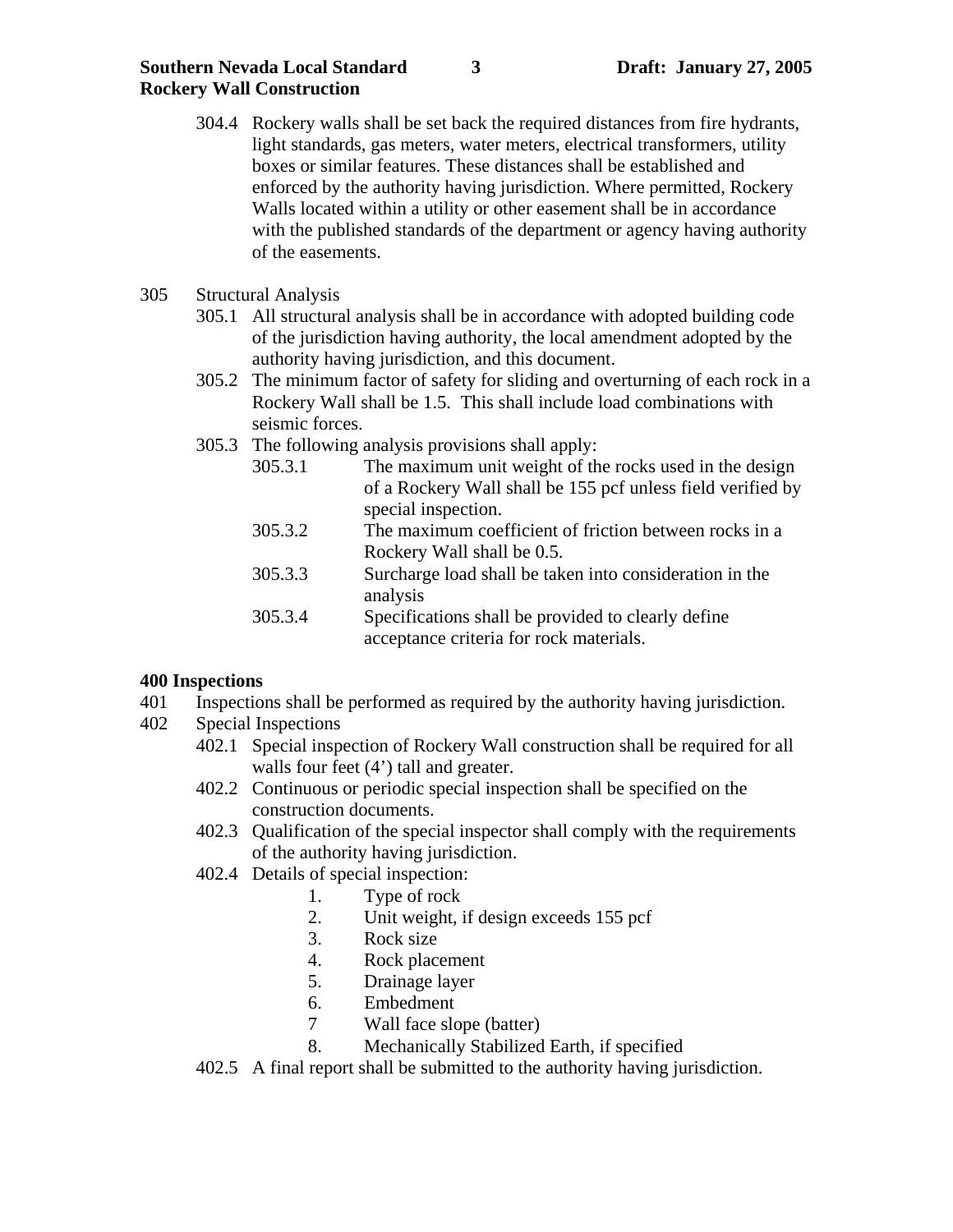304.4 Rockery walls shall be set back the required distances from fire hydrants, light standards, gas meters, water meters, electrical transformers, utility boxes or similar features. These distances shall be established and enforced by the authority having jurisdiction. Where permitted, Rockery Walls located within a utility or other easement shall be in accordance with the published standards of the department or agency having authority of the easements.

305 Structural Analysis

305.1 All structural analysis shall be in accordance with adopted building code of the jurisdiction having authority, the local amendment adopted by the authority having jurisdiction, and this document.

305.2 The minimum factor of safety for sliding and overturning of each rock in a Rockery Wall shall be 1.5. This shall include load combinations with seismic forces.

305.3 The following analysis provisions shall apply:

305.3.1 The maximum unit weight of the rocks used in the design of a Rockery Wall shall be 155 pcf unless field verified by special inspection.

305.3.2 The maximum coefficient of friction between rocks in a Rockery Wall shall be 0.5.

305.3.3 Surcharge load shall be taken into consideration in the analysis

305.3.4 Specifications shall be provided to clearly define acceptance criteria for rock materials.

## 400 Inspections

401 Inspections shall be performed as required by the authority having jurisdiction.

402 Special Inspections

402.1 Special inspection of Rockery Wall construction shall be required for all walls four feet (4') tall and greater.

402.2 Continuous or periodic special inspection shall be specified on the construction documents.

402.3 Qualification of the special inspector shall comply with the requirements of the authority having jurisdiction.

402.4 Details of special inspection:

1. Type of rock
2. Unit weight, if design exceeds 155 pcf
3. Rock size
4. Rock placement
5. Drainage layer
6. Embedment
7. Wall face slope (batter)
8. Mechanically Stabilized Earth, if specified

402.5 A final report shall be submitted to the authority having jurisdiction.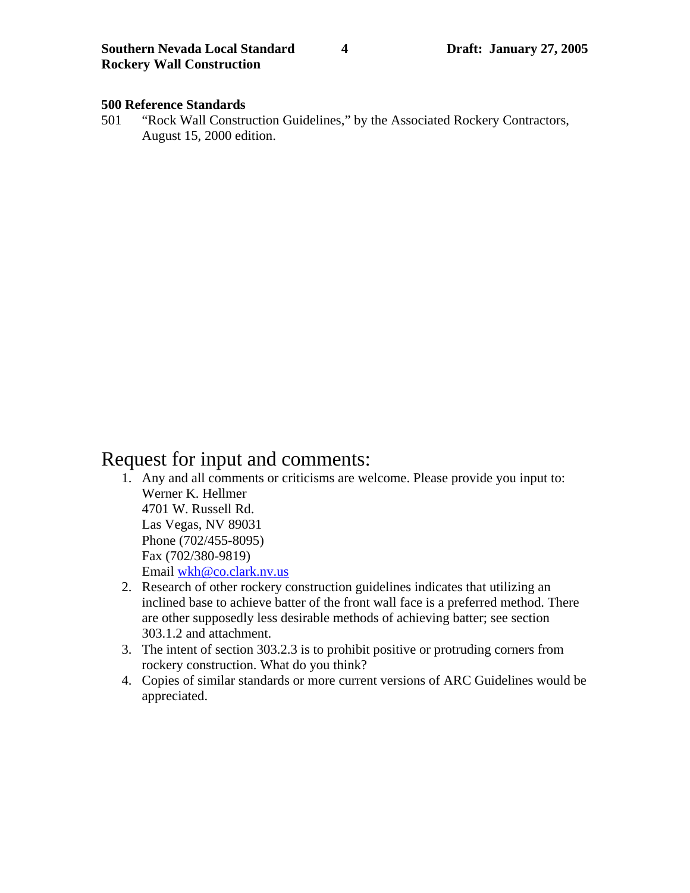**500 Reference Standards**

501 "Rock Wall Construction Guidelines," by the Associated Rockery Contractors, August 15, 2000 edition.

# Request for input and comments:

1. Any and all comments or criticisms are welcome. Please provide you input to:
   Werner K. Hellmer
   4701 W. Russell Rd.
   Las Vegas, NV 89031
   Phone (702/455-8095)
   Fax (702/380-9819)
   Email [wkh@co.clark.nv.us](mailto:wkh@co.clark.nv.us)
2. Research of other rockery construction guidelines indicates that utilizing an inclined base to achieve batter of the front wall face is a preferred method. There are other supposedly less desirable methods of achieving batter; see section 303.1.2 and attachment.
3. The intent of section 303.2.3 is to prohibit positive or protruding corners from rockery construction. What do you think?
4. Copies of similar standards or more current versions of ARC Guidelines would be appreciated.